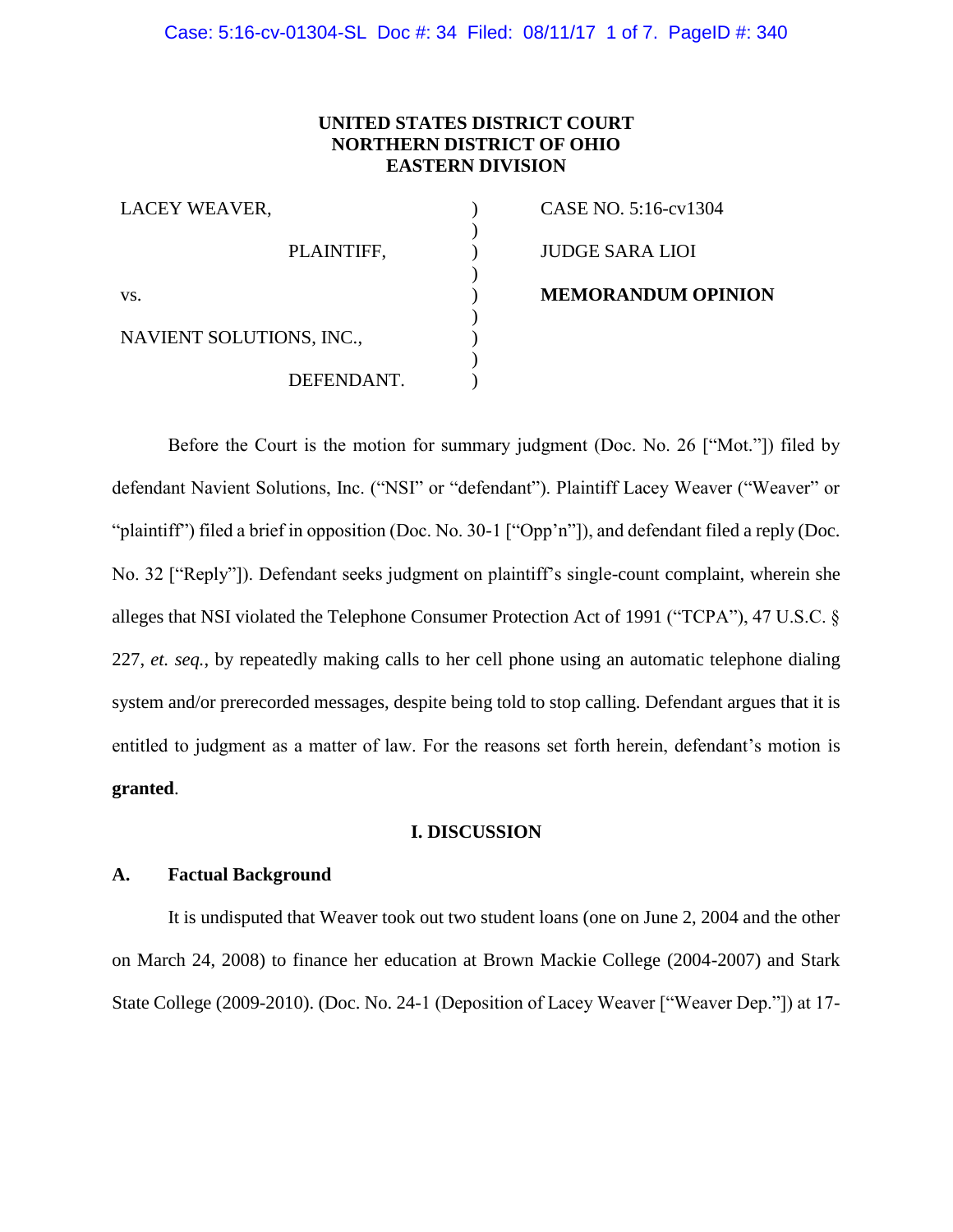**UNITED STATES DISTRICT COURT**
**NORTHERN DISTRICT OF OHIO**
**EASTERN DIVISION**

| | | |
|---|---|---|
| LACEY WEAVER, | ) | CASE NO. 5:16-cv1304 |
| | ) | |
| PLAINTIFF, | ) | JUDGE SARA LIOI |
| | ) | |
| vs. | ) | **MEMORANDUM OPINION** |
| | ) | |
| NAVIENT SOLUTIONS, INC., | ) | |
| | ) | |
| DEFENDANT. | ) | |

Before the Court is the motion for summary judgment (Doc. No. 26 ["Mot."]) filed by defendant Navient Solutions, Inc. ("NSI" or "defendant"). Plaintiff Lacey Weaver ("Weaver" or "plaintiff") filed a brief in opposition (Doc. No. 30-1 ["Opp'n"]), and defendant filed a reply (Doc. No. 32 ["Reply"]). Defendant seeks judgment on plaintiff's single-count complaint, wherein she alleges that NSI violated the Telephone Consumer Protection Act of 1991 ("TCPA"), 47 U.S.C. § 227, *et. seq.*, by repeatedly making calls to her cell phone using an automatic telephone dialing system and/or prerecorded messages, despite being told to stop calling. Defendant argues that it is entitled to judgment as a matter of law. For the reasons set forth herein, defendant's motion is **granted**.

## I. DISCUSSION

### A. Factual Background

It is undisputed that Weaver took out two student loans (one on June 2, 2004 and the other on March 24, 2008) to finance her education at Brown Mackie College (2004-2007) and Stark State College (2009-2010). (Doc. No. 24-1 (Deposition of Lacey Weaver ["Weaver Dep."]) at 17-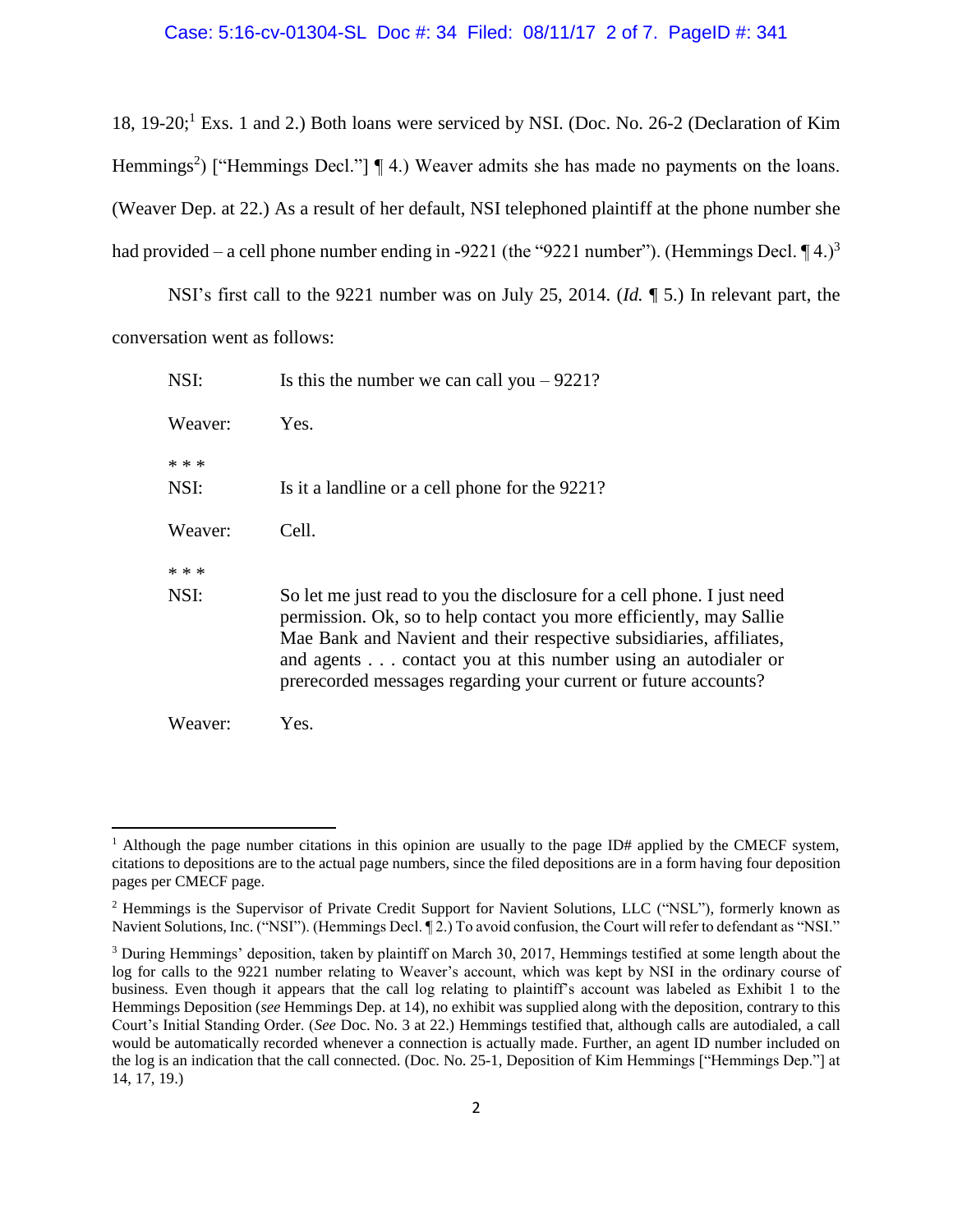18, 19-20;[1] Exs. 1 and 2.) Both loans were serviced by NSI. (Doc. No. 26-2 (Declaration of Kim Hemmings[2]) ["Hemmings Decl."] ¶ 4.) Weaver admits she has made no payments on the loans. (Weaver Dep. at 22.) As a result of her default, NSI telephoned plaintiff at the phone number she had provided – a cell phone number ending in -9221 (the "9221 number"). (Hemmings Decl. ¶ 4.)[3]

NSI's first call to the 9221 number was on July 25, 2014. (*Id.* ¶ 5.) In relevant part, the conversation went as follows:

> NSI: Is this the number we can call you – 9221?
>
> Weaver: Yes.
>
> * * *
>
> NSI: Is it a landline or a cell phone for the 9221?
>
> Weaver: Cell.
>
> * * *
>
> NSI: So let me just read to you the disclosure for a cell phone. I just need permission. Ok, so to help contact you more efficiently, may Sallie Mae Bank and Navient and their respective subsidiaries, affiliates, and agents . . . contact you at this number using an autodialer or prerecorded messages regarding your current or future accounts?
>
> Weaver: Yes.

---

[1] Although the page number citations in this opinion are usually to the page ID# applied by the CMECF system, citations to depositions are to the actual page numbers, since the filed depositions are in a form having four deposition pages per CMECF page.

[2] Hemmings is the Supervisor of Private Credit Support for Navient Solutions, LLC ("NSL"), formerly known as Navient Solutions, Inc. ("NSI"). (Hemmings Decl. ¶ 2.) To avoid confusion, the Court will refer to defendant as "NSI."

[3] During Hemmings' deposition, taken by plaintiff on March 30, 2017, Hemmings testified at some length about the log for calls to the 9221 number relating to Weaver's account, which was kept by NSI in the ordinary course of business. Even though it appears that the call log relating to plaintiff's account was labeled as Exhibit 1 to the Hemmings Deposition (*see* Hemmings Dep. at 14), no exhibit was supplied along with the deposition, contrary to this Court's Initial Standing Order. (*See* Doc. No. 3 at 22.) Hemmings testified that, although calls are autodialed, a call would be automatically recorded whenever a connection is actually made. Further, an agent ID number included on the log is an indication that the call connected. (Doc. No. 25-1, Deposition of Kim Hemmings ["Hemmings Dep."] at 14, 17, 19.)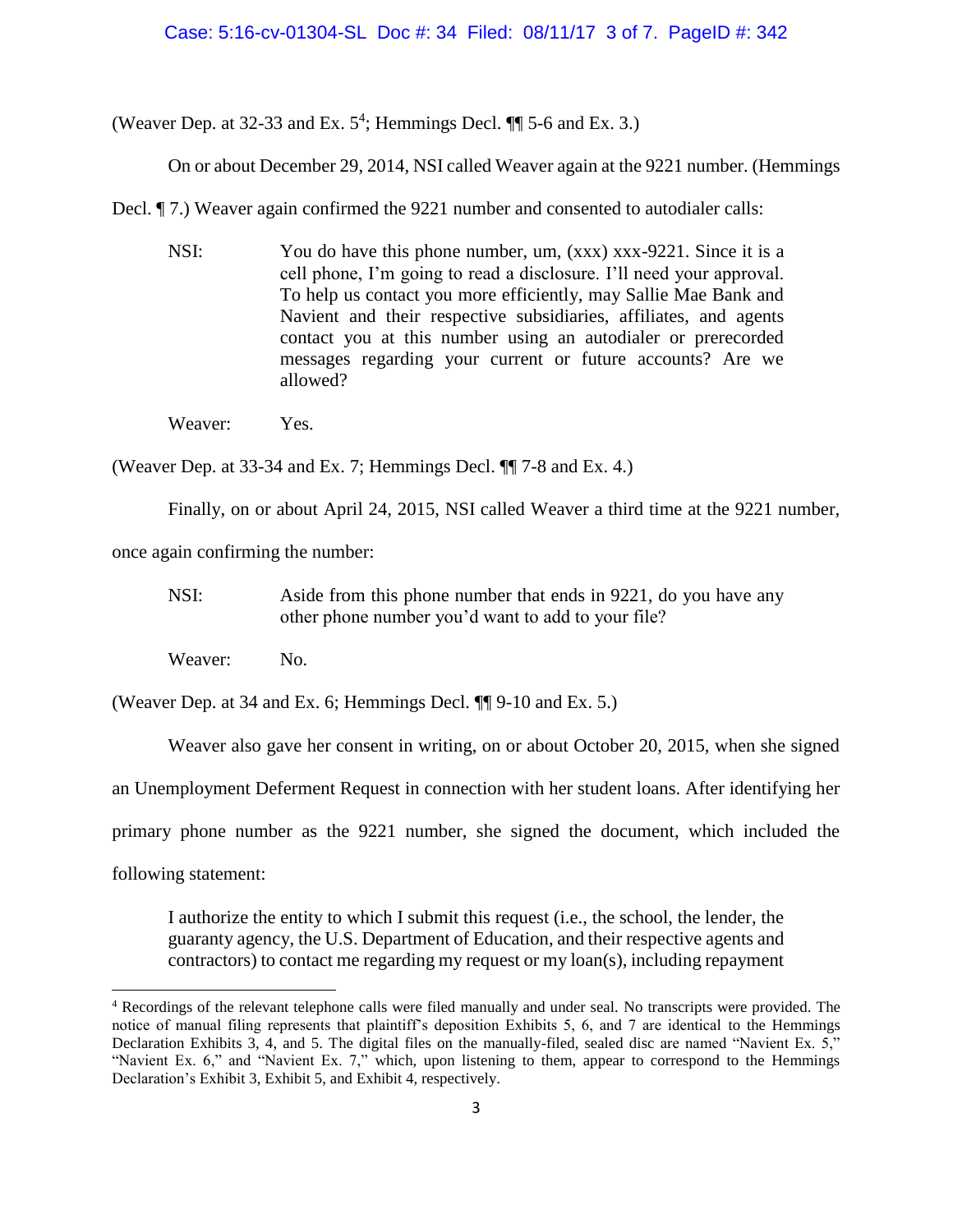(Weaver Dep. at 32-33 and Ex. 5[4]; Hemmings Decl. ¶¶ 5-6 and Ex. 3.)

On or about December 29, 2014, NSI called Weaver again at the 9221 number. (Hemmings Decl. ¶ 7.) Weaver again confirmed the 9221 number and consented to autodialer calls:

> NSI: You do have this phone number, um, (xxx) xxx-9221. Since it is a cell phone, I'm going to read a disclosure. I'll need your approval. To help us contact you more efficiently, may Sallie Mae Bank and Navient and their respective subsidiaries, affiliates, and agents contact you at this number using an autodialer or prerecorded messages regarding your current or future accounts? Are we allowed?
>
> Weaver: Yes.

(Weaver Dep. at 33-34 and Ex. 7; Hemmings Decl. ¶¶ 7-8 and Ex. 4.)

Finally, on or about April 24, 2015, NSI called Weaver a third time at the 9221 number, once again confirming the number:

> NSI: Aside from this phone number that ends in 9221, do you have any other phone number you'd want to add to your file?
>
> Weaver: No.

(Weaver Dep. at 34 and Ex. 6; Hemmings Decl. ¶¶ 9-10 and Ex. 5.)

Weaver also gave her consent in writing, on or about October 20, 2015, when she signed an Unemployment Deferment Request in connection with her student loans. After identifying her primary phone number as the 9221 number, she signed the document, which included the following statement:

> I authorize the entity to which I submit this request (i.e., the school, the lender, the guaranty agency, the U.S. Department of Education, and their respective agents and contractors) to contact me regarding my request or my loan(s), including repayment

[4] Recordings of the relevant telephone calls were filed manually and under seal. No transcripts were provided. The notice of manual filing represents that plaintiff's deposition Exhibits 5, 6, and 7 are identical to the Hemmings Declaration Exhibits 3, 4, and 5. The digital files on the manually-filed, sealed disc are named "Navient Ex. 5," "Navient Ex. 6," and "Navient Ex. 7," which, upon listening to them, appear to correspond to the Hemmings Declaration's Exhibit 3, Exhibit 5, and Exhibit 4, respectively.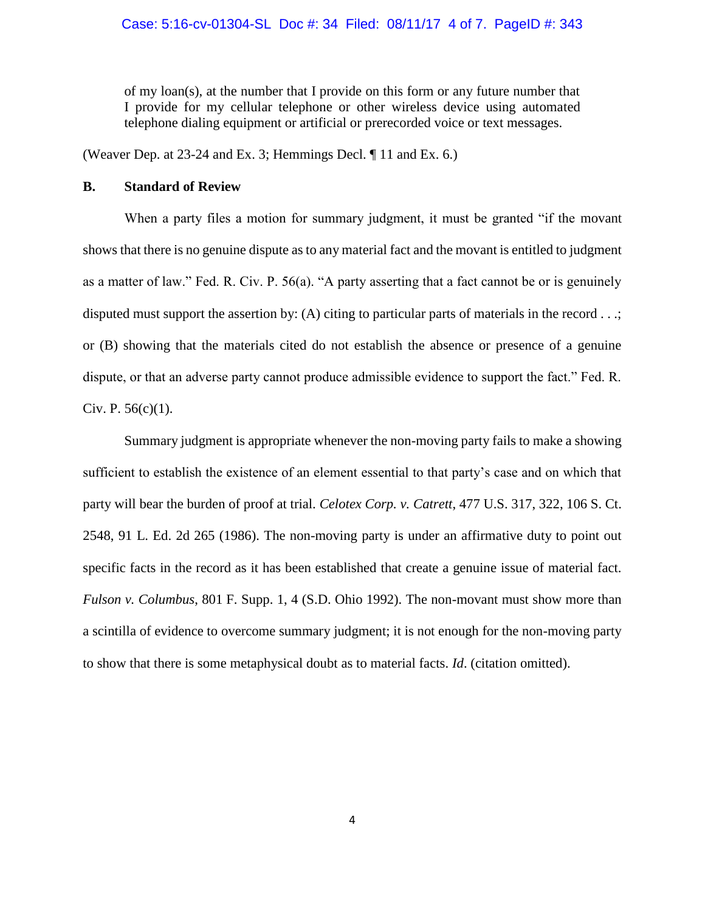> of my loan(s), at the number that I provide on this form or any future number that I provide for my cellular telephone or other wireless device using automated telephone dialing equipment or artificial or prerecorded voice or text messages.

(Weaver Dep. at 23-24 and Ex. 3; Hemmings Decl. ¶ 11 and Ex. 6.)

### B. Standard of Review

When a party files a motion for summary judgment, it must be granted "if the movant shows that there is no genuine dispute as to any material fact and the movant is entitled to judgment as a matter of law." Fed. R. Civ. P. 56(a). "A party asserting that a fact cannot be or is genuinely disputed must support the assertion by: (A) citing to particular parts of materials in the record . . .; or (B) showing that the materials cited do not establish the absence or presence of a genuine dispute, or that an adverse party cannot produce admissible evidence to support the fact." Fed. R. Civ. P. 56(c)(1).

Summary judgment is appropriate whenever the non-moving party fails to make a showing sufficient to establish the existence of an element essential to that party's case and on which that party will bear the burden of proof at trial. *Celotex Corp. v. Catrett*, 477 U.S. 317, 322, 106 S. Ct. 2548, 91 L. Ed. 2d 265 (1986). The non-moving party is under an affirmative duty to point out specific facts in the record as it has been established that create a genuine issue of material fact. *Fulson v. Columbus*, 801 F. Supp. 1, 4 (S.D. Ohio 1992). The non-movant must show more than a scintilla of evidence to overcome summary judgment; it is not enough for the non-moving party to show that there is some metaphysical doubt as to material facts. *Id*. (citation omitted).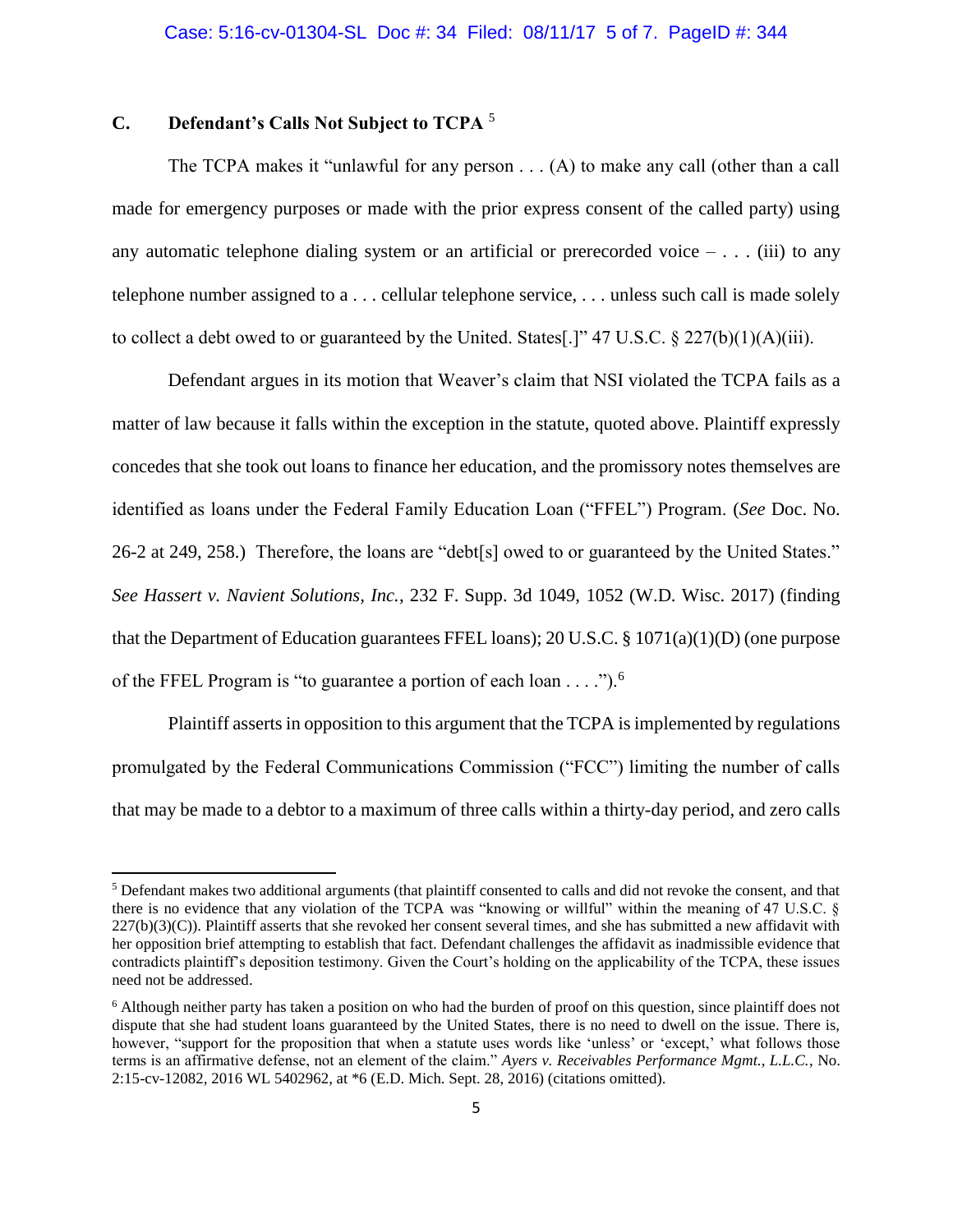### C. Defendant's Calls Not Subject to TCPA [5]

The TCPA makes it "unlawful for any person . . . (A) to make any call (other than a call made for emergency purposes or made with the prior express consent of the called party) using any automatic telephone dialing system or an artificial or prerecorded voice – . . . (iii) to any telephone number assigned to a . . . cellular telephone service, . . . unless such call is made solely to collect a debt owed to or guaranteed by the United. States[.]" 47 U.S.C. § 227(b)(1)(A)(iii).

Defendant argues in its motion that Weaver's claim that NSI violated the TCPA fails as a matter of law because it falls within the exception in the statute, quoted above. Plaintiff expressly concedes that she took out loans to finance her education, and the promissory notes themselves are identified as loans under the Federal Family Education Loan ("FFEL") Program. (*See* Doc. No. 26-2 at 249, 258.) Therefore, the loans are "debt[s] owed to or guaranteed by the United States." *See Hassert v. Navient Solutions, Inc.*, 232 F. Supp. 3d 1049, 1052 (W.D. Wisc. 2017) (finding that the Department of Education guarantees FFEL loans); 20 U.S.C. § 1071(a)(1)(D) (one purpose of the FFEL Program is "to guarantee a portion of each loan . . . .").[6]

Plaintiff asserts in opposition to this argument that the TCPA is implemented by regulations promulgated by the Federal Communications Commission ("FCC") limiting the number of calls that may be made to a debtor to a maximum of three calls within a thirty-day period, and zero calls

---

[5] Defendant makes two additional arguments (that plaintiff consented to calls and did not revoke the consent, and that there is no evidence that any violation of the TCPA was "knowing or willful" within the meaning of 47 U.S.C. § 227(b)(3)(C)). Plaintiff asserts that she revoked her consent several times, and she has submitted a new affidavit with her opposition brief attempting to establish that fact. Defendant challenges the affidavit as inadmissible evidence that contradicts plaintiff's deposition testimony. Given the Court's holding on the applicability of the TCPA, these issues need not be addressed.

[6] Although neither party has taken a position on who had the burden of proof on this question, since plaintiff does not dispute that she had student loans guaranteed by the United States, there is no need to dwell on the issue. There is, however, "support for the proposition that when a statute uses words like 'unless' or 'except,' what follows those terms is an affirmative defense, not an element of the claim." *Ayers v. Receivables Performance Mgmt., L.L.C.*, No. 2:15-cv-12082, 2016 WL 5402962, at *6 (E.D. Mich. Sept. 28, 2016) (citations omitted).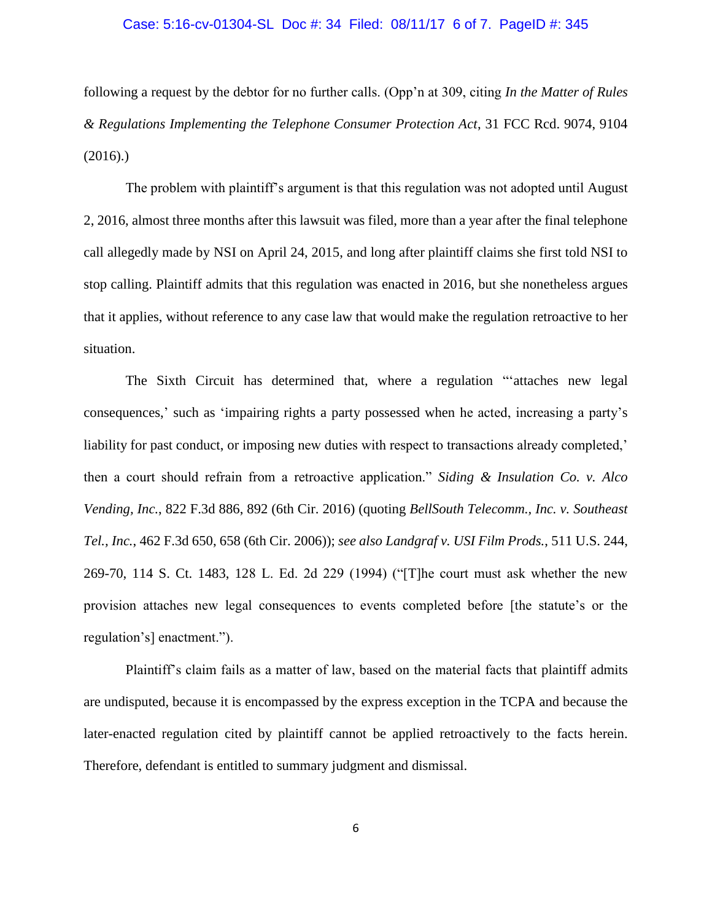following a request by the debtor for no further calls. (Opp'n at 309, citing *In the Matter of Rules & Regulations Implementing the Telephone Consumer Protection Act*, 31 FCC Rcd. 9074, 9104 (2016).)

The problem with plaintiff's argument is that this regulation was not adopted until August 2, 2016, almost three months after this lawsuit was filed, more than a year after the final telephone call allegedly made by NSI on April 24, 2015, and long after plaintiff claims she first told NSI to stop calling. Plaintiff admits that this regulation was enacted in 2016, but she nonetheless argues that it applies, without reference to any case law that would make the regulation retroactive to her situation.

The Sixth Circuit has determined that, where a regulation "'attaches new legal consequences,' such as 'impairing rights a party possessed when he acted, increasing a party's liability for past conduct, or imposing new duties with respect to transactions already completed,' then a court should refrain from a retroactive application." *Siding & Insulation Co. v. Alco Vending, Inc.*, 822 F.3d 886, 892 (6th Cir. 2016) (quoting *BellSouth Telecomm., Inc. v. Southeast Tel., Inc.*, 462 F.3d 650, 658 (6th Cir. 2006)); *see also Landgraf v. USI Film Prods.*, 511 U.S. 244, 269-70, 114 S. Ct. 1483, 128 L. Ed. 2d 229 (1994) ("[T]he court must ask whether the new provision attaches new legal consequences to events completed before [the statute's or the regulation's] enactment.").

Plaintiff's claim fails as a matter of law, based on the material facts that plaintiff admits are undisputed, because it is encompassed by the express exception in the TCPA and because the later-enacted regulation cited by plaintiff cannot be applied retroactively to the facts herein. Therefore, defendant is entitled to summary judgment and dismissal.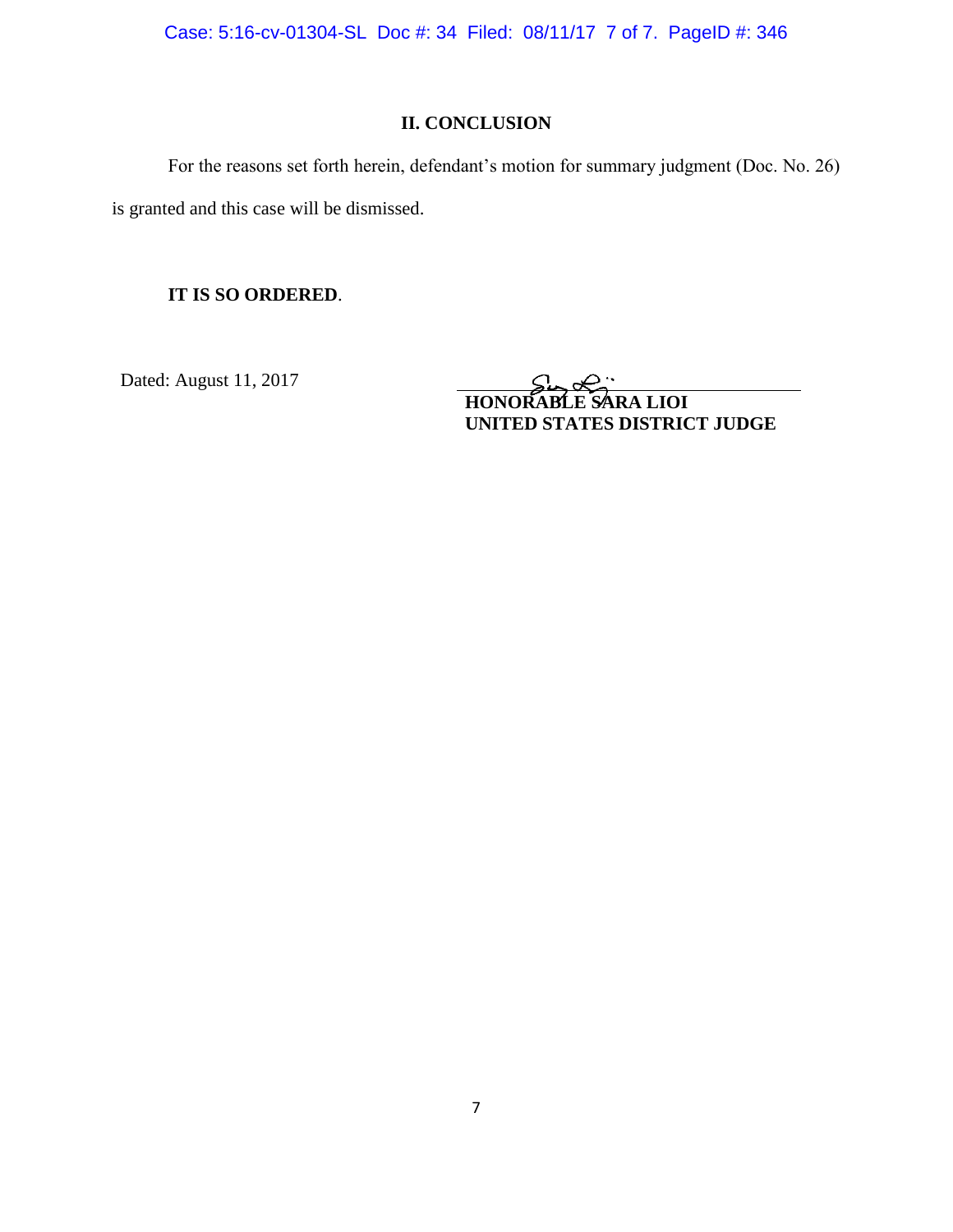## II. CONCLUSION

For the reasons set forth herein, defendant's motion for summary judgment (Doc. No. 26) is granted and this case will be dismissed.

**IT IS SO ORDERED**.

Dated: August 11, 2017

**HONORABLE SARA LIOI**
**UNITED STATES DISTRICT JUDGE**